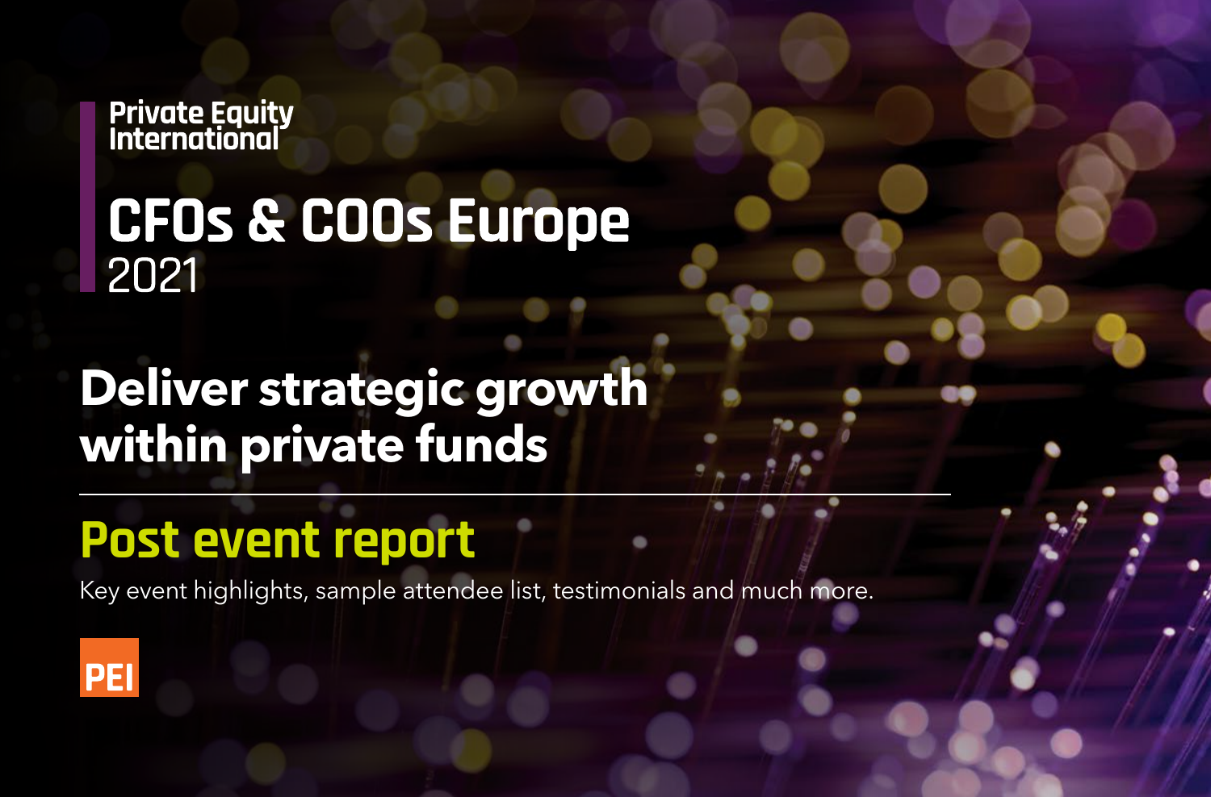Private Equity International

# CFOs & COOs Europe 2021

## Deliver strategic growth within private funds

---

## Post event report

Key event highlights, sample attendee list, testimonials and much more.

PEI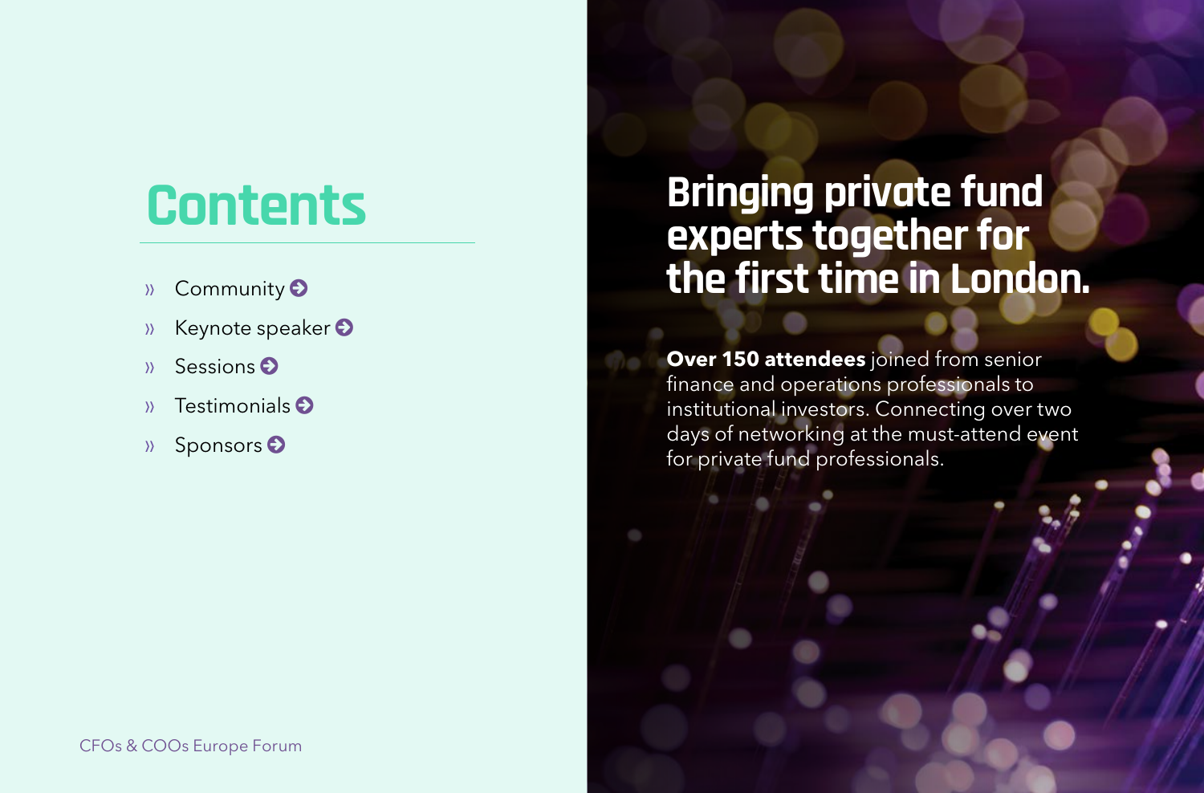# Contents

- Community
- Keynote speaker
- Sessions
- Testimonials
- Sponsors

## Bringing private fund experts together for the first time in London.

**Over 150 attendees** joined from senior finance and operations professionals to institutional investors. Connecting over two days of networking at the must-attend event for private fund professionals.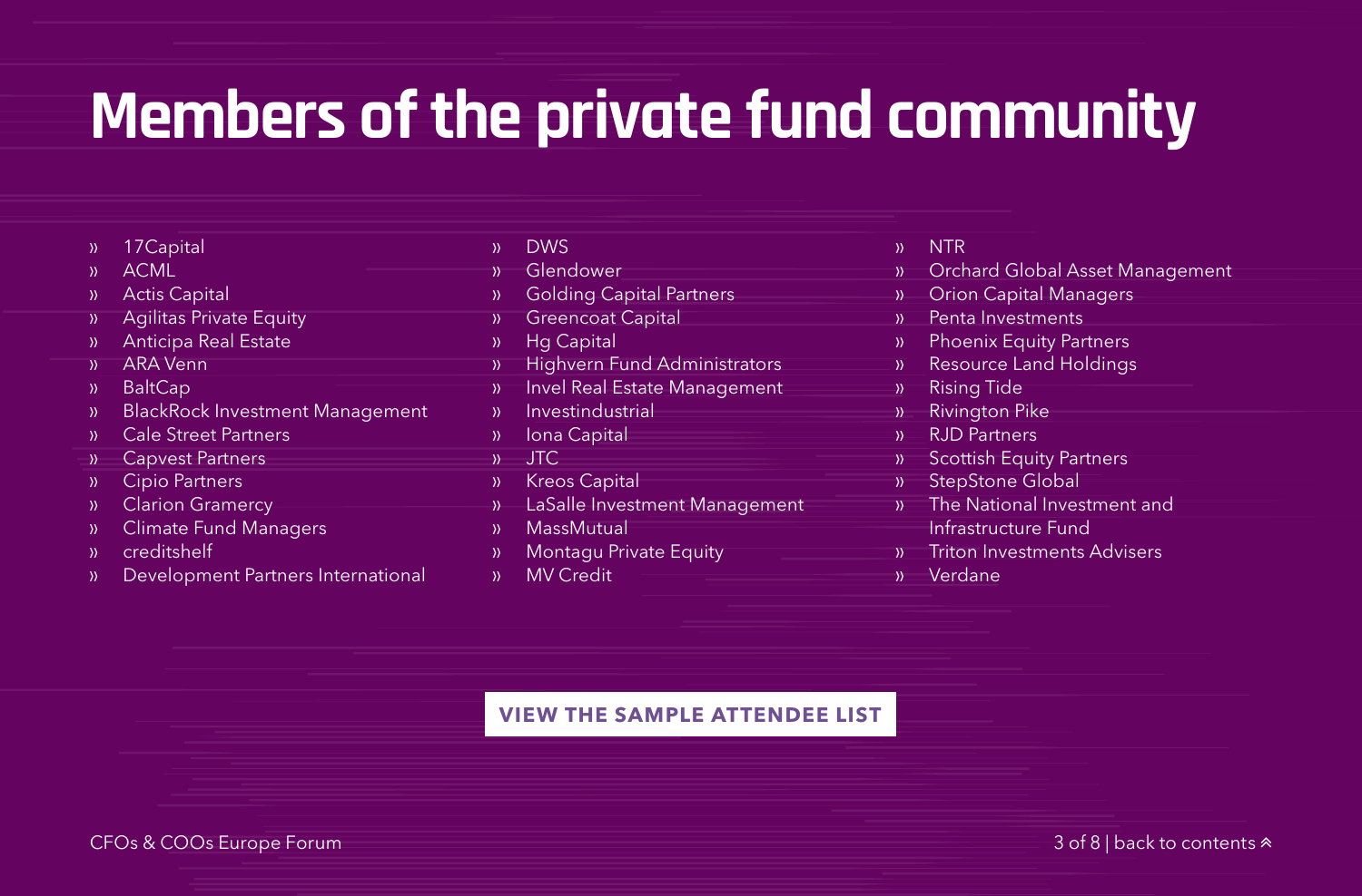# Members of the private fund community

- 17Capital
- ACML
- Actis Capital
- Agilitas Private Equity
- Anticipa Real Estate
- ARA Venn
- BaltCap
- BlackRock Investment Management
- Cale Street Partners
- Capvest Partners
- Cipio Partners
- Clarion Gramercy
- Climate Fund Managers
- creditshelf
- Development Partners International
- DWS
- Glendower
- Golding Capital Partners
- Greencoat Capital
- Hg Capital
- Highvern Fund Administrators
- Invel Real Estate Management
- Investindustrial
- Iona Capital
- JTC
- Kreos Capital
- LaSalle Investment Management
- MassMutual
- Montagu Private Equity
- MV Credit
- NTR
- Orchard Global Asset Management
- Orion Capital Managers
- Penta Investments
- Phoenix Equity Partners
- Resource Land Holdings
- Rising Tide
- Rivington Pike
- RJD Partners
- Scottish Equity Partners
- StepStone Global
- The National Investment and Infrastructure Fund
- Triton Investments Advisers
- Verdane

**VIEW THE SAMPLE ATTENDEE LIST**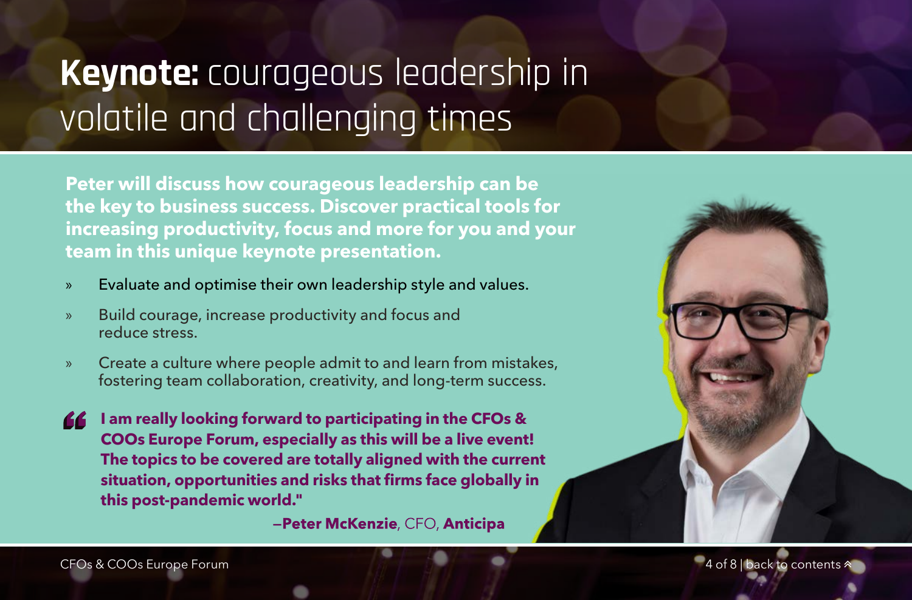# **Keynote:** courageous leadership in volatile and challenging times

**Peter will discuss how courageous leadership can be the key to business success. Discover practical tools for increasing productivity, focus and more for you and your team in this unique keynote presentation.**

- Evaluate and optimise their own leadership style and values.
- Build courage, increase productivity and focus and reduce stress.
- Create a culture where people admit to and learn from mistakes, fostering team collaboration, creativity, and long-term success.

> **I am really looking forward to participating in the CFOs & COOs Europe Forum, especially as this will be a live event! The topics to be covered are totally aligned with the current situation, opportunities and risks that firms face globally in this post-pandemic world."**
>
> —**Peter McKenzie**, CFO, **Anticipa**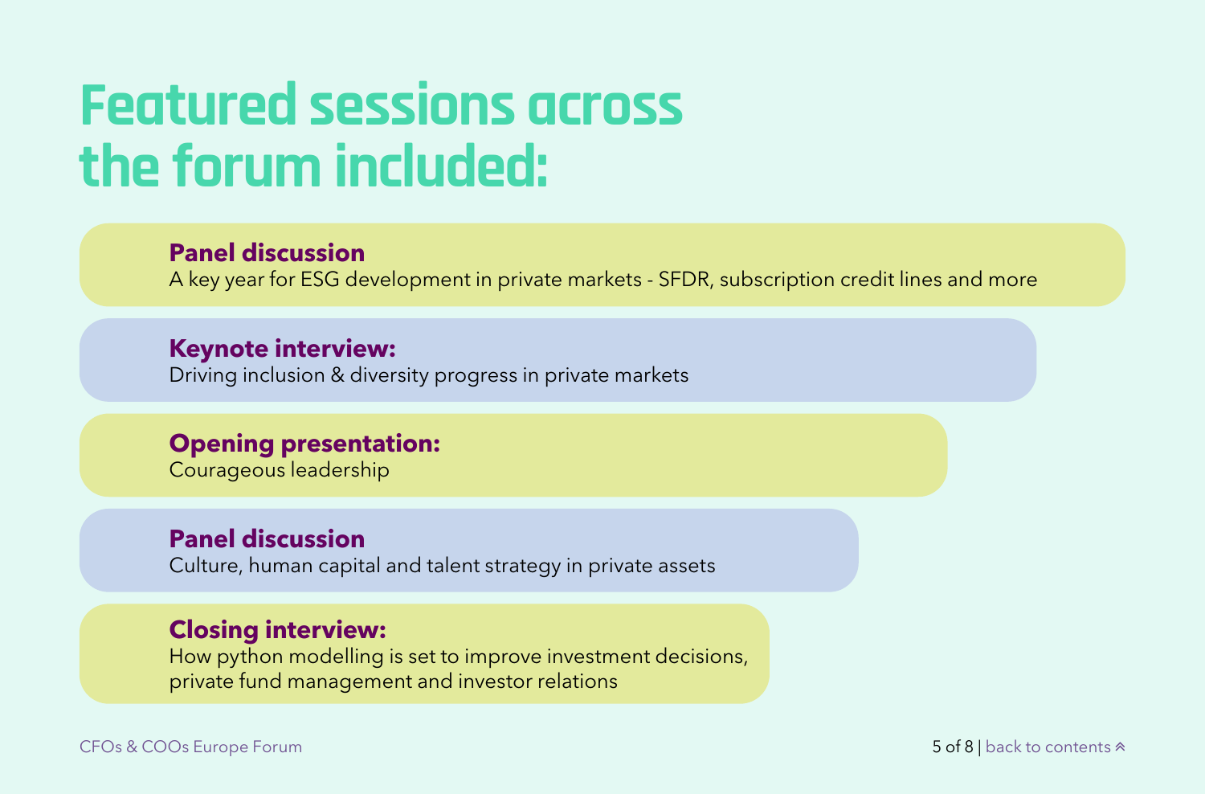# Featured sessions across the forum included:

**Panel discussion**
A key year for ESG development in private markets - SFDR, subscription credit lines and more

**Keynote interview:**
Driving inclusion & diversity progress in private markets

**Opening presentation:**
Courageous leadership

**Panel discussion**
Culture, human capital and talent strategy in private assets

**Closing interview:**
How python modelling is set to improve investment decisions, private fund management and investor relations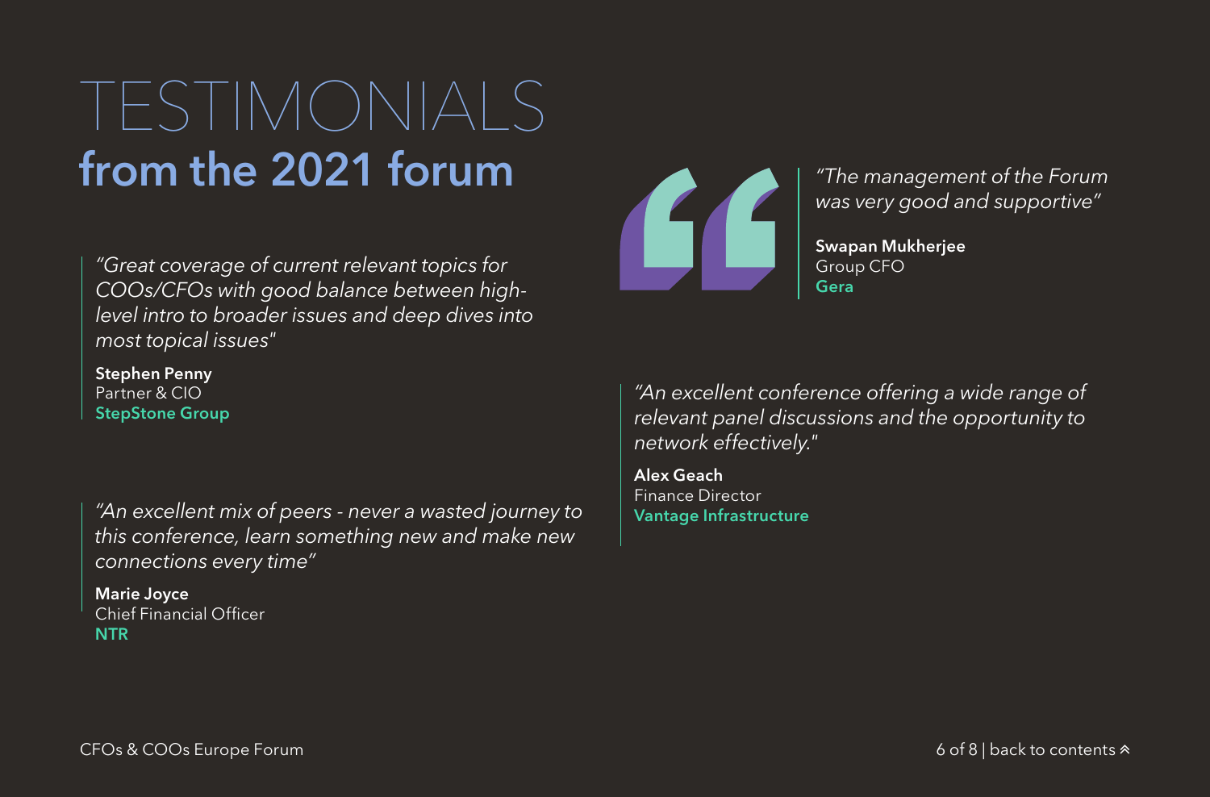# TESTIMONIALS
## from the 2021 forum

*"Great coverage of current relevant topics for COOs/CFOs with good balance between high-level intro to broader issues and deep dives into most topical issues"*

**Stephen Penny**
Partner & CIO
**StepStone Group**

*"An excellent mix of peers - never a wasted journey to this conference, learn something new and make new connections every time"*

**Marie Joyce**
Chief Financial Officer
**NTR**

*"The management of the Forum was very good and supportive"*

**Swapan Mukherjee**
Group CFO
**Gera**

*"An excellent conference offering a wide range of relevant panel discussions and the opportunity to network effectively."*

**Alex Geach**
Finance Director
**Vantage Infrastructure**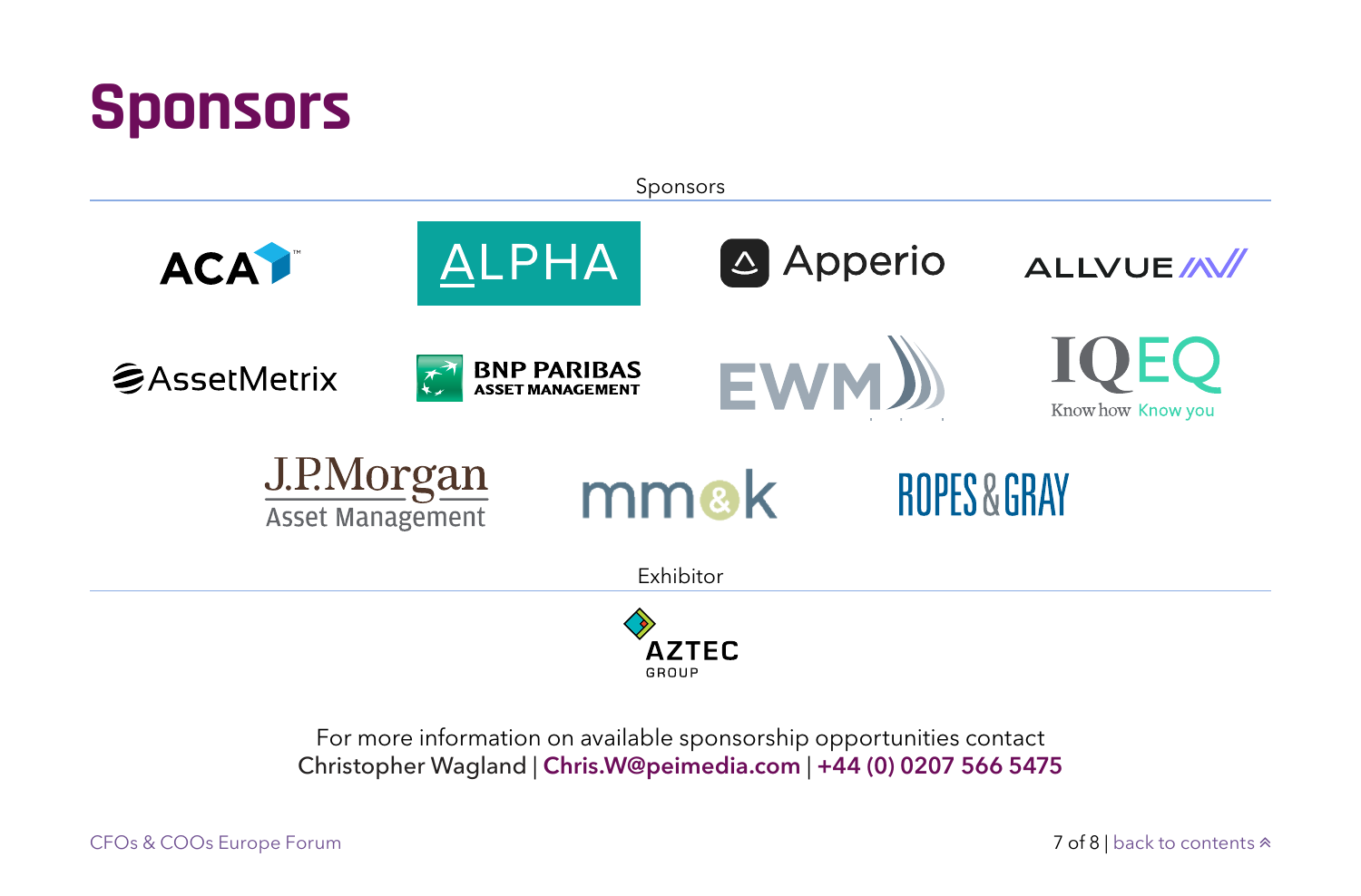# Sponsors

Sponsors

ACA

ALPHA

Apperio

ALLVUE

AssetMetrix

BNP PARIBAS ASSET MANAGEMENT

EWM

IQEQ Know how Know you

J.P.Morgan Asset Management

mm&k

ROPES & GRAY

Exhibitor

AZTEC GROUP

For more information on available sponsorship opportunities contact
Christopher Wagland | **Chris.W@peimedia.com** | **+44 (0) 0207 566 5475**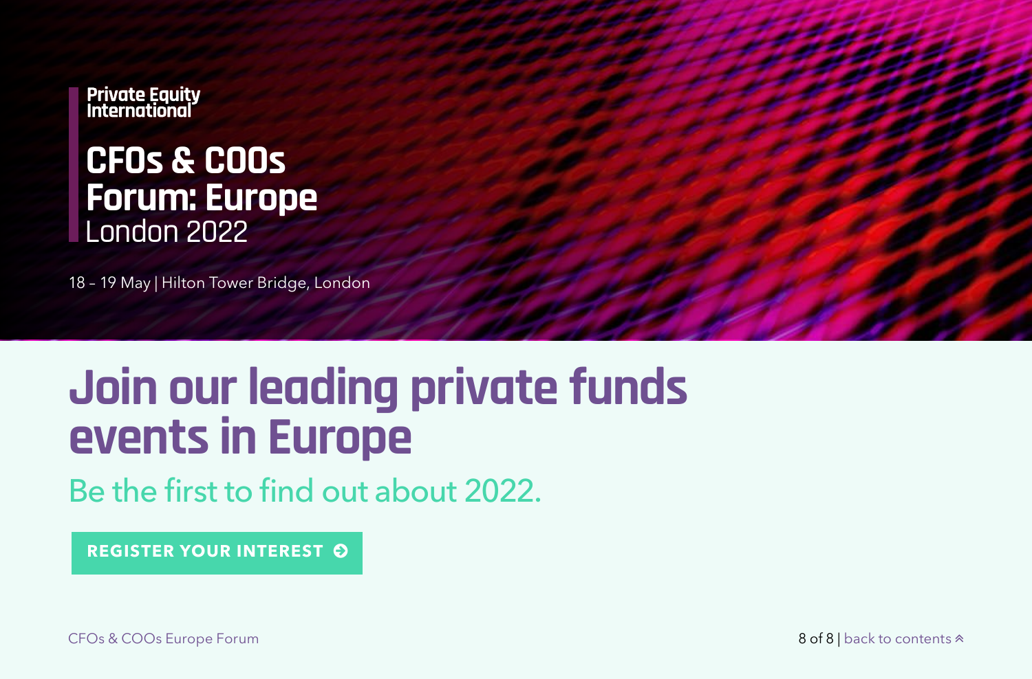Private Equity International

# CFOs & COOs Forum: Europe
London 2022

18 – 19 May | Hilton Tower Bridge, London

## Join our leading private funds events in Europe

Be the first to find out about 2022.

**REGISTER YOUR INTEREST**